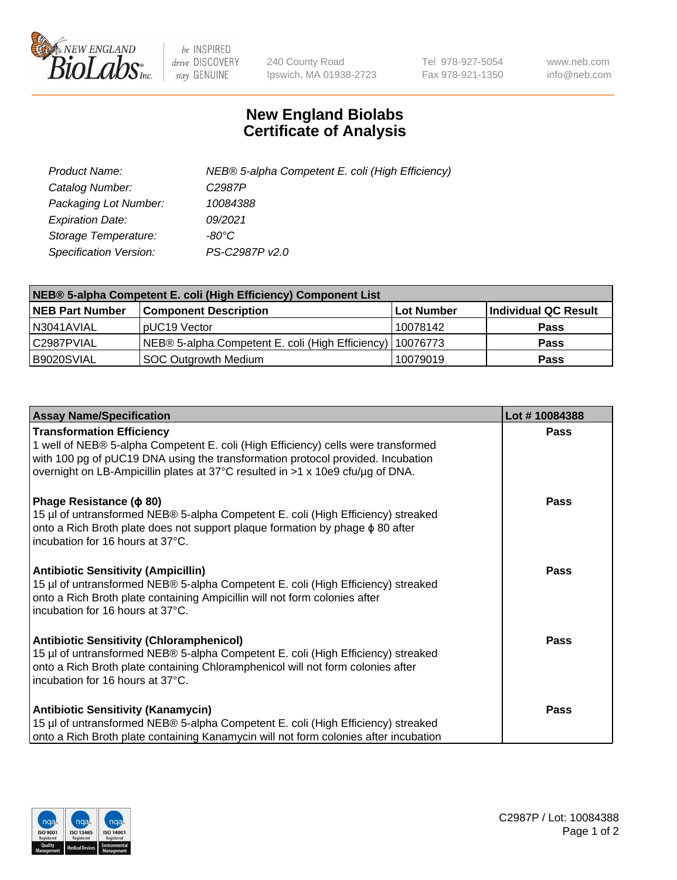# New England Biolabs
# Certificate of Analysis

| | |
|---|---|
| *Product Name:* | *NEB® 5-alpha Competent E. coli (High Efficiency)* |
| *Catalog Number:* | *C2987P* |
| *Packaging Lot Number:* | *10084388* |
| *Expiration Date:* | *09/2021* |
| *Storage Temperature:* | *-80°C* |
| *Specification Version:* | *PS-C2987P v2.0* |

| NEB® 5-alpha Competent E. coli (High Efficiency) Component List | | | |
|---|---|---|---|
| **NEB Part Number** | **Component Description** | **Lot Number** | **Individual QC Result** |
| N3041AVIAL | pUC19 Vector | 10078142 | **Pass** |
| C2987PVIAL | NEB® 5-alpha Competent E. coli (High Efficiency) | 10076773 | **Pass** |
| B9020SVIAL | SOC Outgrowth Medium | 10079019 | **Pass** |

| Assay Name/Specification | Lot # 10084388 |
|---|---|
| **Transformation Efficiency**<br>1 well of NEB® 5-alpha Competent E. coli (High Efficiency) cells were transformed with 100 pg of pUC19 DNA using the transformation protocol provided. Incubation overnight on LB-Ampicillin plates at 37°C resulted in >1 x 10e9 cfu/µg of DNA. | **Pass** |
| **Phage Resistance (ϕ 80)**<br>15 µl of untransformed NEB® 5-alpha Competent E. coli (High Efficiency) streaked onto a Rich Broth plate does not support plaque formation by phage ϕ 80 after incubation for 16 hours at 37°C. | **Pass** |
| **Antibiotic Sensitivity (Ampicillin)**<br>15 µl of untransformed NEB® 5-alpha Competent E. coli (High Efficiency) streaked onto a Rich Broth plate containing Ampicillin will not form colonies after incubation for 16 hours at 37°C. | **Pass** |
| **Antibiotic Sensitivity (Chloramphenicol)**<br>15 µl of untransformed NEB® 5-alpha Competent E. coli (High Efficiency) streaked onto a Rich Broth plate containing Chloramphenicol will not form colonies after incubation for 16 hours at 37°C. | **Pass** |
| **Antibiotic Sensitivity (Kanamycin)**<br>15 µl of untransformed NEB® 5-alpha Competent E. coli (High Efficiency) streaked onto a Rich Broth plate containing Kanamycin will not form colonies after incubation | **Pass** |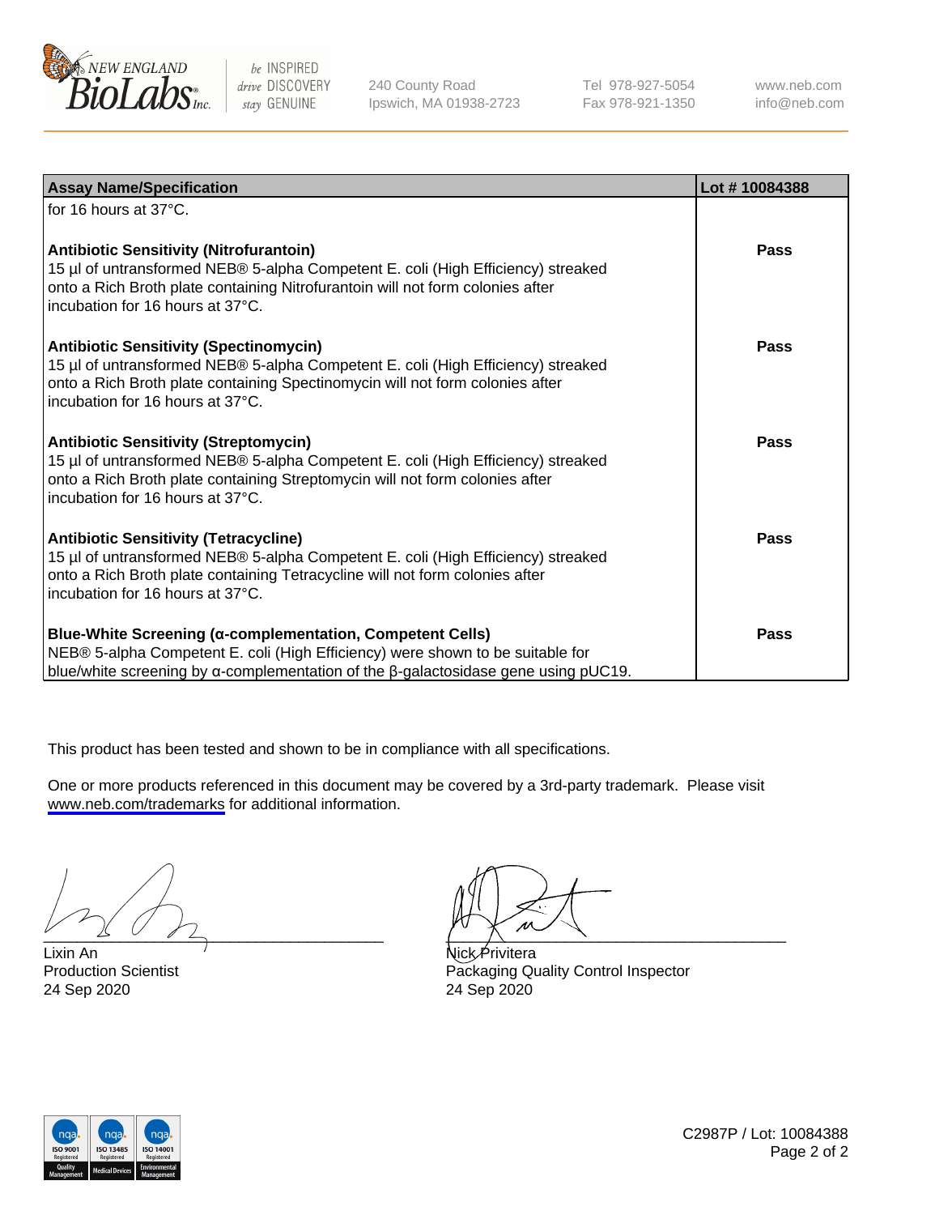| Assay Name/Specification | Lot # 10084388 |
|---|---|
| for 16 hours at 37°C. | |
| **Antibiotic Sensitivity (Nitrofurantoin)**<br>15 µl of untransformed NEB® 5-alpha Competent E. coli (High Efficiency) streaked onto a Rich Broth plate containing Nitrofurantoin will not form colonies after incubation for 16 hours at 37°C. | **Pass** |
| **Antibiotic Sensitivity (Spectinomycin)**<br>15 µl of untransformed NEB® 5-alpha Competent E. coli (High Efficiency) streaked onto a Rich Broth plate containing Spectinomycin will not form colonies after incubation for 16 hours at 37°C. | **Pass** |
| **Antibiotic Sensitivity (Streptomycin)**<br>15 µl of untransformed NEB® 5-alpha Competent E. coli (High Efficiency) streaked onto a Rich Broth plate containing Streptomycin will not form colonies after incubation for 16 hours at 37°C. | **Pass** |
| **Antibiotic Sensitivity (Tetracycline)**<br>15 µl of untransformed NEB® 5-alpha Competent E. coli (High Efficiency) streaked onto a Rich Broth plate containing Tetracycline will not form colonies after incubation for 16 hours at 37°C. | **Pass** |
| **Blue-White Screening (α-complementation, Competent Cells)**<br>NEB® 5-alpha Competent E. coli (High Efficiency) were shown to be suitable for blue/white screening by α-complementation of the β-galactosidase gene using pUC19. | **Pass** |

This product has been tested and shown to be in compliance with all specifications.

One or more products referenced in this document may be covered by a 3rd-party trademark. Please visit www.neb.com/trademarks for additional information.

Lixin An
Production Scientist
24 Sep 2020

Nick Privitera
Packaging Quality Control Inspector
24 Sep 2020

C2987P / Lot: 10084388